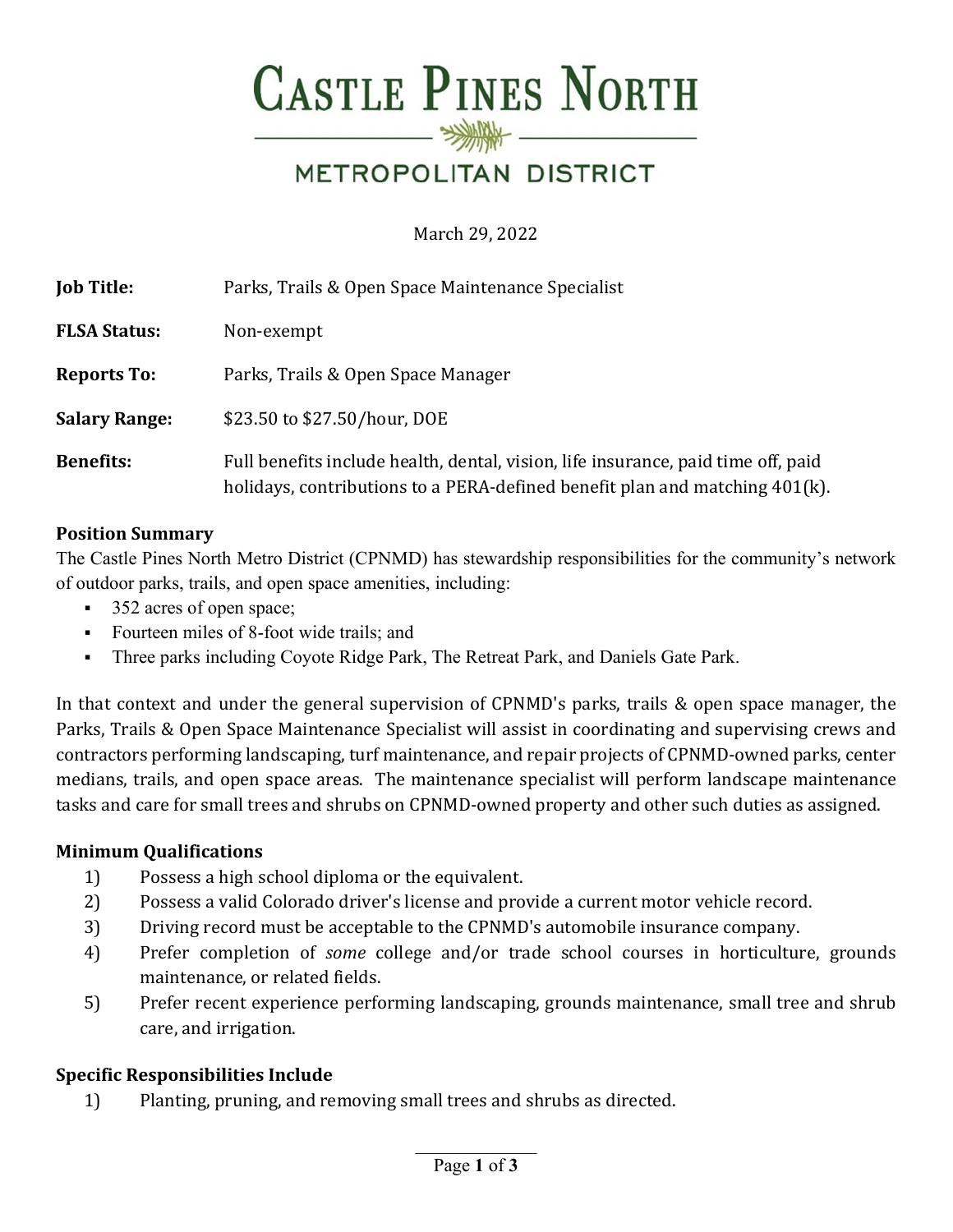# Castle Pines North

## Metropolitan District

March 29, 2022

**Job Title:** Parks, Trails & Open Space Maintenance Specialist

**FLSA Status:** Non-exempt

**Reports To:** Parks, Trails & Open Space Manager

**Salary Range:** $23.50 to $27.50/hour, DOE

**Benefits:** Full benefits include health, dental, vision, life insurance, paid time off, paid holidays, contributions to a PERA-defined benefit plan and matching 401(k).

### Position Summary

The Castle Pines North Metro District (CPNMD) has stewardship responsibilities for the community's network of outdoor parks, trails, and open space amenities, including:

- 352 acres of open space;
- Fourteen miles of 8-foot wide trails; and
- Three parks including Coyote Ridge Park, The Retreat Park, and Daniels Gate Park.

In that context and under the general supervision of CPNMD's parks, trails & open space manager, the Parks, Trails & Open Space Maintenance Specialist will assist in coordinating and supervising crews and contractors performing landscaping, turf maintenance, and repair projects of CPNMD-owned parks, center medians, trails, and open space areas. The maintenance specialist will perform landscape maintenance tasks and care for small trees and shrubs on CPNMD-owned property and other such duties as assigned.

### Minimum Qualifications

1) Possess a high school diploma or the equivalent.
2) Possess a valid Colorado driver's license and provide a current motor vehicle record.
3) Driving record must be acceptable to the CPNMD's automobile insurance company.
4) Prefer completion of *some* college and/or trade school courses in horticulture, grounds maintenance, or related fields.
5) Prefer recent experience performing landscaping, grounds maintenance, small tree and shrub care, and irrigation.

### Specific Responsibilities Include

1) Planting, pruning, and removing small trees and shrubs as directed.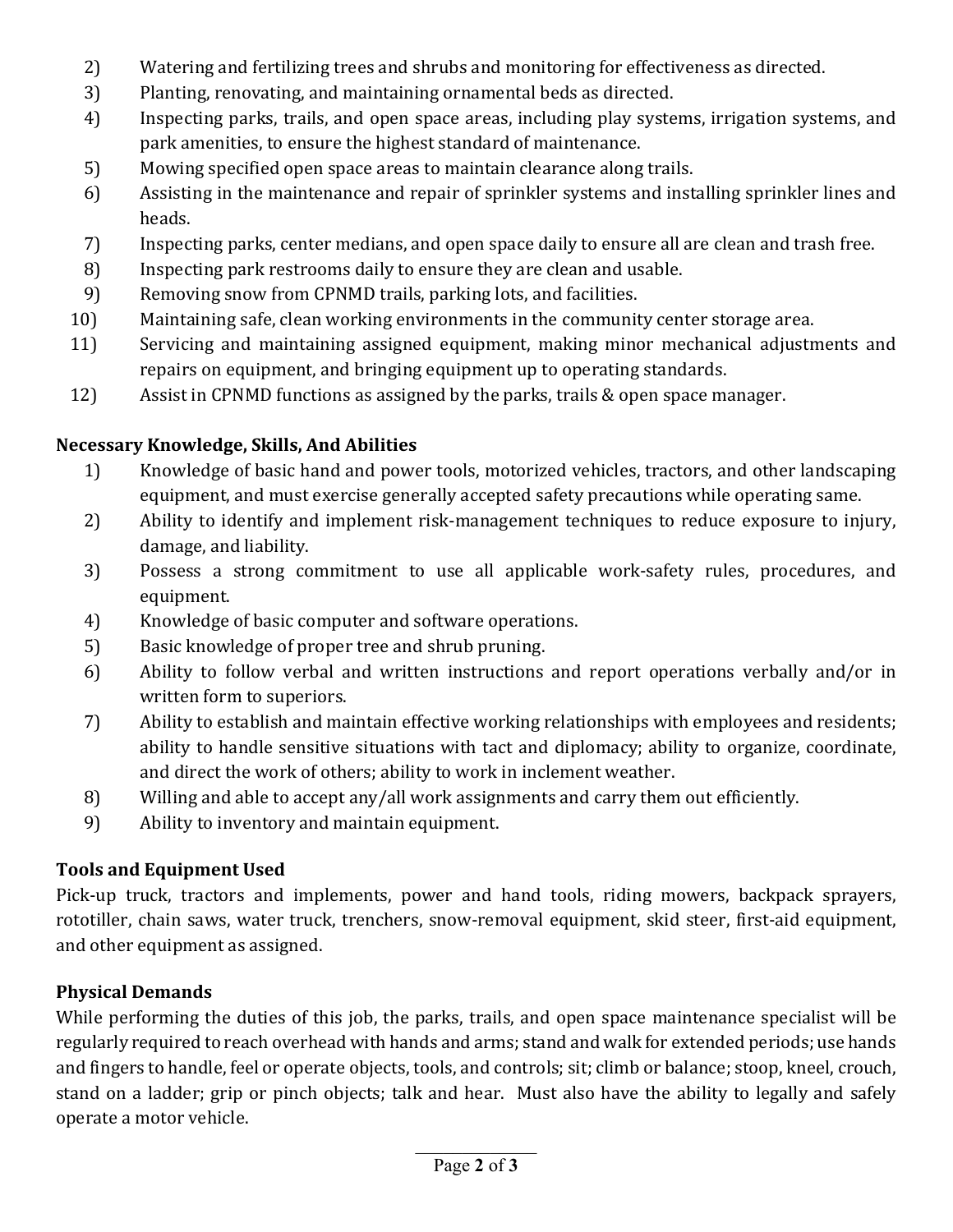2) Watering and fertilizing trees and shrubs and monitoring for effectiveness as directed.
3) Planting, renovating, and maintaining ornamental beds as directed.
4) Inspecting parks, trails, and open space areas, including play systems, irrigation systems, and park amenities, to ensure the highest standard of maintenance.
5) Mowing specified open space areas to maintain clearance along trails.
6) Assisting in the maintenance and repair of sprinkler systems and installing sprinkler lines and heads.
7) Inspecting parks, center medians, and open space daily to ensure all are clean and trash free.
8) Inspecting park restrooms daily to ensure they are clean and usable.
9) Removing snow from CPNMD trails, parking lots, and facilities.
10) Maintaining safe, clean working environments in the community center storage area.
11) Servicing and maintaining assigned equipment, making minor mechanical adjustments and repairs on equipment, and bringing equipment up to operating standards.
12) Assist in CPNMD functions as assigned by the parks, trails & open space manager.

**Necessary Knowledge, Skills, And Abilities**

1) Knowledge of basic hand and power tools, motorized vehicles, tractors, and other landscaping equipment, and must exercise generally accepted safety precautions while operating same.
2) Ability to identify and implement risk-management techniques to reduce exposure to injury, damage, and liability.
3) Possess a strong commitment to use all applicable work-safety rules, procedures, and equipment.
4) Knowledge of basic computer and software operations.
5) Basic knowledge of proper tree and shrub pruning.
6) Ability to follow verbal and written instructions and report operations verbally and/or in written form to superiors.
7) Ability to establish and maintain effective working relationships with employees and residents; ability to handle sensitive situations with tact and diplomacy; ability to organize, coordinate, and direct the work of others; ability to work in inclement weather.
8) Willing and able to accept any/all work assignments and carry them out efficiently.
9) Ability to inventory and maintain equipment.

**Tools and Equipment Used**

Pick-up truck, tractors and implements, power and hand tools, riding mowers, backpack sprayers, rototiller, chain saws, water truck, trenchers, snow-removal equipment, skid steer, first-aid equipment, and other equipment as assigned.

**Physical Demands**

While performing the duties of this job, the parks, trails, and open space maintenance specialist will be regularly required to reach overhead with hands and arms; stand and walk for extended periods; use hands and fingers to handle, feel or operate objects, tools, and controls; sit; climb or balance; stoop, kneel, crouch, stand on a ladder; grip or pinch objects; talk and hear. Must also have the ability to legally and safely operate a motor vehicle.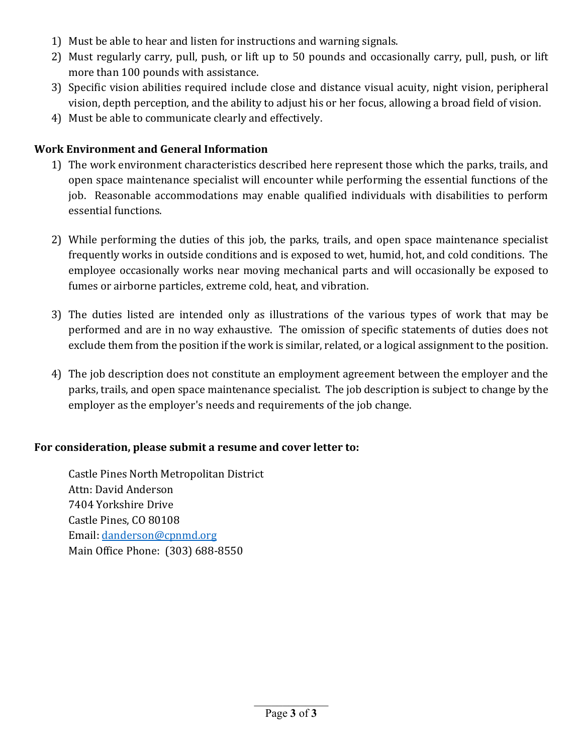1) Must be able to hear and listen for instructions and warning signals.
2) Must regularly carry, pull, push, or lift up to 50 pounds and occasionally carry, pull, push, or lift more than 100 pounds with assistance.
3) Specific vision abilities required include close and distance visual acuity, night vision, peripheral vision, depth perception, and the ability to adjust his or her focus, allowing a broad field of vision.
4) Must be able to communicate clearly and effectively.

**Work Environment and General Information**

1) The work environment characteristics described here represent those which the parks, trails, and open space maintenance specialist will encounter while performing the essential functions of the job. Reasonable accommodations may enable qualified individuals with disabilities to perform essential functions.

2) While performing the duties of this job, the parks, trails, and open space maintenance specialist frequently works in outside conditions and is exposed to wet, humid, hot, and cold conditions. The employee occasionally works near moving mechanical parts and will occasionally be exposed to fumes or airborne particles, extreme cold, heat, and vibration.

3) The duties listed are intended only as illustrations of the various types of work that may be performed and are in no way exhaustive. The omission of specific statements of duties does not exclude them from the position if the work is similar, related, or a logical assignment to the position.

4) The job description does not constitute an employment agreement between the employer and the parks, trails, and open space maintenance specialist. The job description is subject to change by the employer as the employer's needs and requirements of the job change.

**For consideration, please submit a resume and cover letter to:**

Castle Pines North Metropolitan District
Attn: David Anderson
7404 Yorkshire Drive
Castle Pines, CO 80108
Email: danderson@cpnmd.org
Main Office Phone: (303) 688-8550